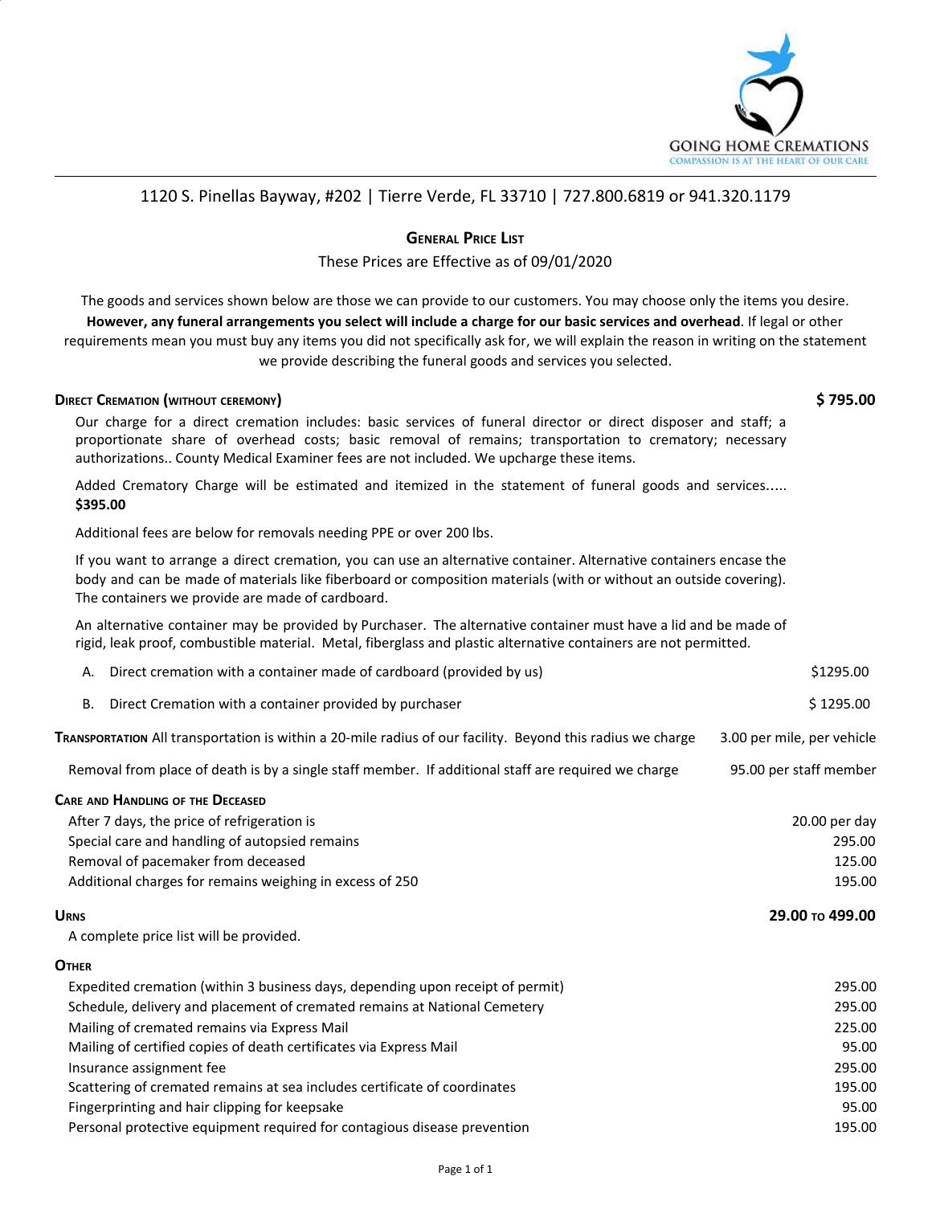GOING HOME CREMATIONS
COMPASSION IS AT THE HEART OF OUR CARE

1120 S. Pinellas Bayway, #202 | Tierre Verde, FL 33710 | 727.800.6819 or 941.320.1179

# General Price List

These Prices are Effective as of 09/01/2020

The goods and services shown below are those we can provide to our customers. You may choose only the items you desire. **However, any funeral arrangements you select will include a charge for our basic services and overhead**. If legal or other requirements mean you must buy any items you did not specifically ask for, we will explain the reason in writing on the statement we provide describing the funeral goods and services you selected.

## Direct Cremation (without ceremony) — **$ 795.00**

Our charge for a direct cremation includes: basic services of funeral director or direct disposer and staff; a proportionate share of overhead costs; basic removal of remains; transportation to crematory; necessary authorizations.. County Medical Examiner fees are not included. We upcharge these items.

Added Crematory Charge will be estimated and itemized in the statement of funeral goods and services..... **$395.00**

Additional fees are below for removals needing PPE or over 200 lbs.

If you want to arrange a direct cremation, you can use an alternative container. Alternative containers encase the body and can be made of materials like fiberboard or composition materials (with or without an outside covering). The containers we provide are made of cardboard.

An alternative container may be provided by Purchaser. The alternative container must have a lid and be made of rigid, leak proof, combustible material. Metal, fiberglass and plastic alternative containers are not permitted.

| | |
|---|---|
| A. Direct cremation with a container made of cardboard (provided by us) | $1295.00 |
| B. Direct Cremation with a container provided by purchaser | $ 1295.00 |

| | |
|---|---|
| **Transportation** All transportation is within a 20-mile radius of our facility. Beyond this radius we charge | 3.00 per mile, per vehicle |
| Removal from place of death is by a single staff member. If additional staff are required we charge | 95.00 per staff member |

## Care and Handling of the Deceased

| | |
|---|---|
| After 7 days, the price of refrigeration is | 20.00 per day |
| Special care and handling of autopsied remains | 295.00 |
| Removal of pacemaker from deceased | 125.00 |
| Additional charges for remains weighing in excess of 250 | 195.00 |

## Urns — **29.00 to 499.00**

A complete price list will be provided.

## Other

| | |
|---|---|
| Expedited cremation (within 3 business days, depending upon receipt of permit) | 295.00 |
| Schedule, delivery and placement of cremated remains at National Cemetery | 295.00 |
| Mailing of cremated remains via Express Mail | 225.00 |
| Mailing of certified copies of death certificates via Express Mail | 95.00 |
| Insurance assignment fee | 295.00 |
| Scattering of cremated remains at sea includes certificate of coordinates | 195.00 |
| Fingerprinting and hair clipping for keepsake | 95.00 |
| Personal protective equipment required for contagious disease prevention | 195.00 |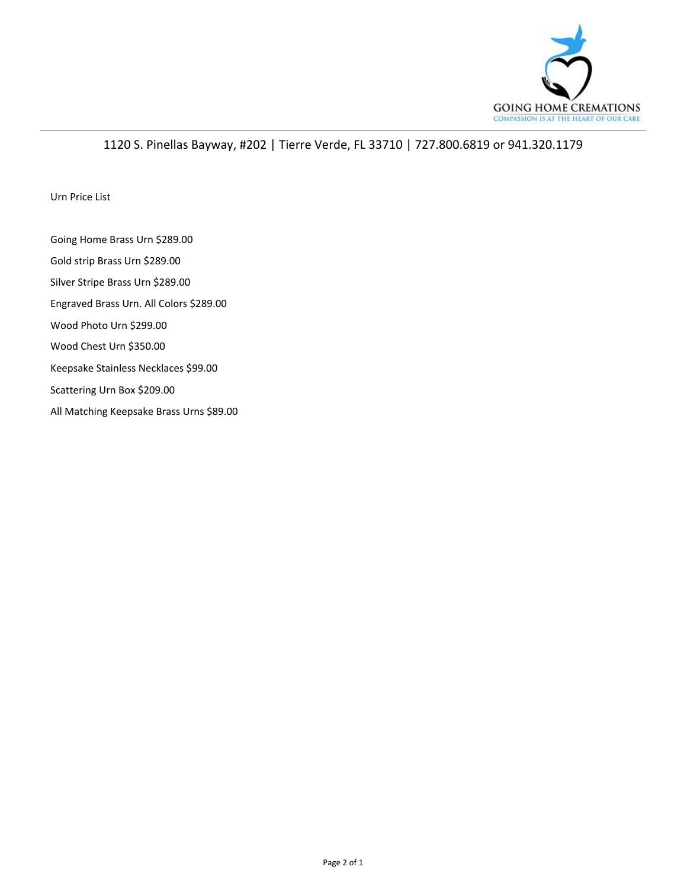GOING HOME CREMATIONS
COMPASSION IS AT THE HEART OF OUR CARE

1120 S. Pinellas Bayway, #202 | Tierre Verde, FL 33710 | 727.800.6819 or 941.320.1179

Urn Price List

Going Home Brass Urn $289.00

Gold strip Brass Urn $289.00

Silver Stripe Brass Urn $289.00

Engraved Brass Urn. All Colors $289.00

Wood Photo Urn $299.00

Wood Chest Urn $350.00

Keepsake Stainless Necklaces $99.00

Scattering Urn Box $209.00

All Matching Keepsake Brass Urns $89.00